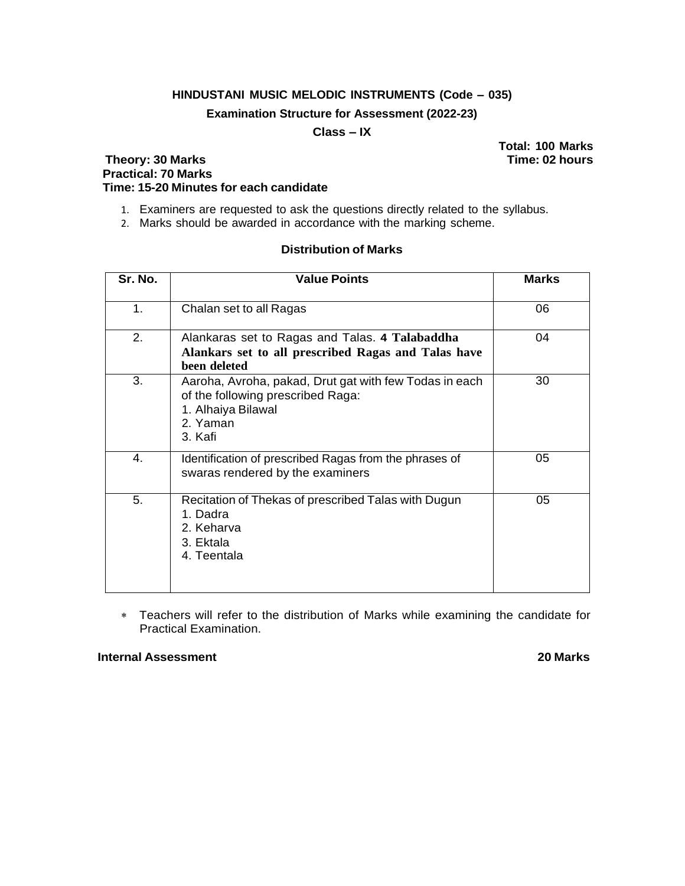# HINDUSTANI MUSIC MELODIC INSTRUMENTS (Code – 035)

## Examination Structure for Assessment (2022-23)

### Class – IX

**Total: 100 Marks**

**Theory: 30 Marks** **Time: 02 hours**

**Practical: 70 Marks**

**Time: 15-20 Minutes for each candidate**

1. Examiners are requested to ask the questions directly related to the syllabus.
2. Marks should be awarded in accordance with the marking scheme.

**Distribution of Marks**

| Sr. No. | Value Points | Marks |
|---|---|---|
| 1. | Chalan set to all Ragas | 06 |
| 2. | Alankaras set to Ragas and Talas. **4 Talabaddha Alankars set to all prescribed Ragas and Talas have been deleted** | 04 |
| 3. | Aaroha, Avroha, pakad, Drut gat with few Todas in each of the following prescribed Raga:<br>1. Alhaiya Bilawal<br>2. Yaman<br>3. Kafi | 30 |
| 4. | Identification of prescribed Ragas from the phrases of swaras rendered by the examiners | 05 |
| 5. | Recitation of Thekas of prescribed Talas with Dugun<br>1. Dadra<br>2. Keharva<br>3. Ektala<br>4. Teentala | 05 |

* Teachers will refer to the distribution of Marks while examining the candidate for Practical Examination.

**Internal Assessment** **20 Marks**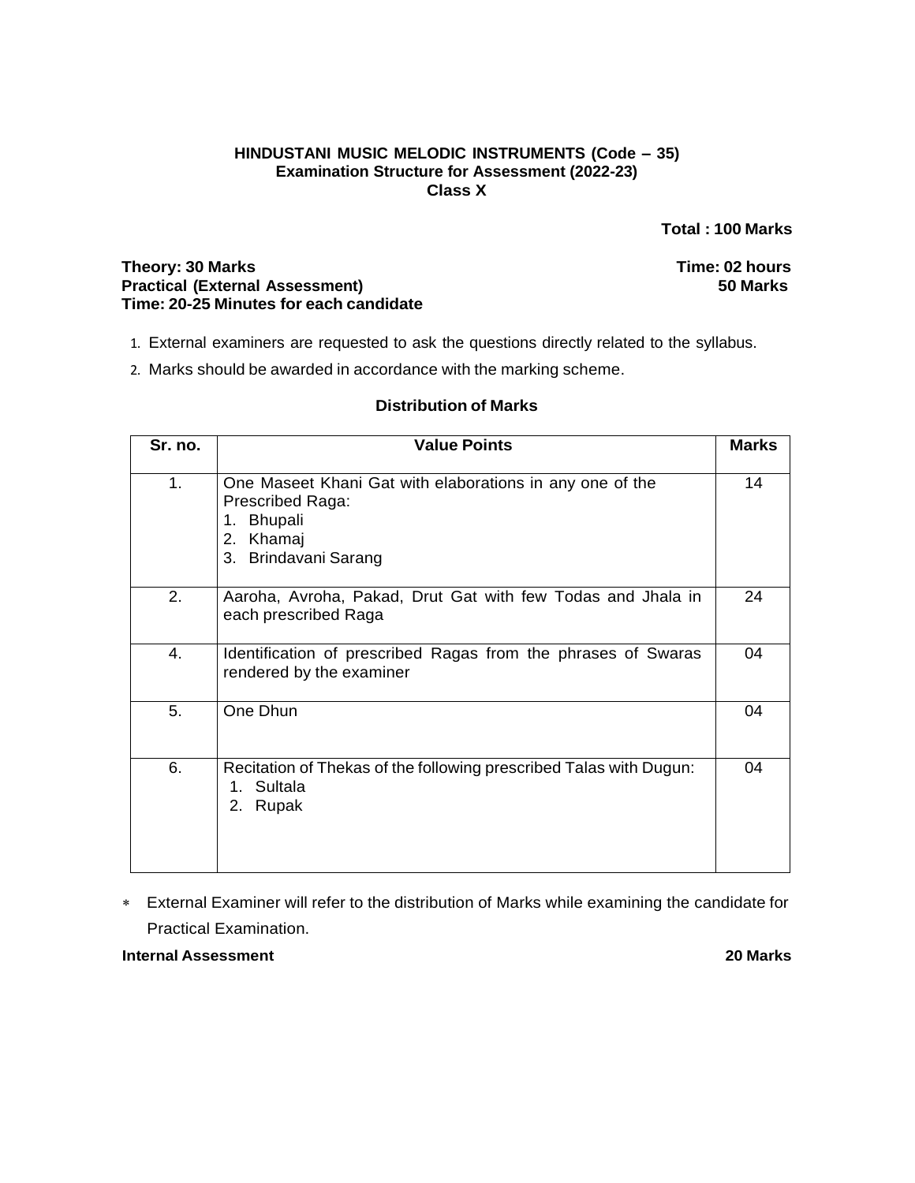**HINDUSTANI MUSIC MELODIC INSTRUMENTS (Code – 35)**
**Examination Structure for Assessment (2022-23)**
**Class X**

**Total : 100 Marks**

**Theory: 30 Marks** **Time: 02 hours**
**Practical (External Assessment)** **50 Marks**
**Time: 20-25 Minutes for each candidate**

1. External examiners are requested to ask the questions directly related to the syllabus.
2. Marks should be awarded in accordance with the marking scheme.

**Distribution of Marks**

| Sr. no. | Value Points | Marks |
|---|---|---|
| 1. | One Maseet Khani Gat with elaborations in any one of the Prescribed Raga:<br>1. Bhupali<br>2. Khamaj<br>3. Brindavani Sarang | 14 |
| 2. | Aaroha, Avroha, Pakad, Drut Gat with few Todas and Jhala in each prescribed Raga | 24 |
| 4. | Identification of prescribed Ragas from the phrases of Swaras rendered by the examiner | 04 |
| 5. | One Dhun | 04 |
| 6. | Recitation of Thekas of the following prescribed Talas with Dugun:<br>1. Sultala<br>2. Rupak | 04 |

∗ External Examiner will refer to the distribution of Marks while examining the candidate for Practical Examination.

**Internal Assessment** **20 Marks**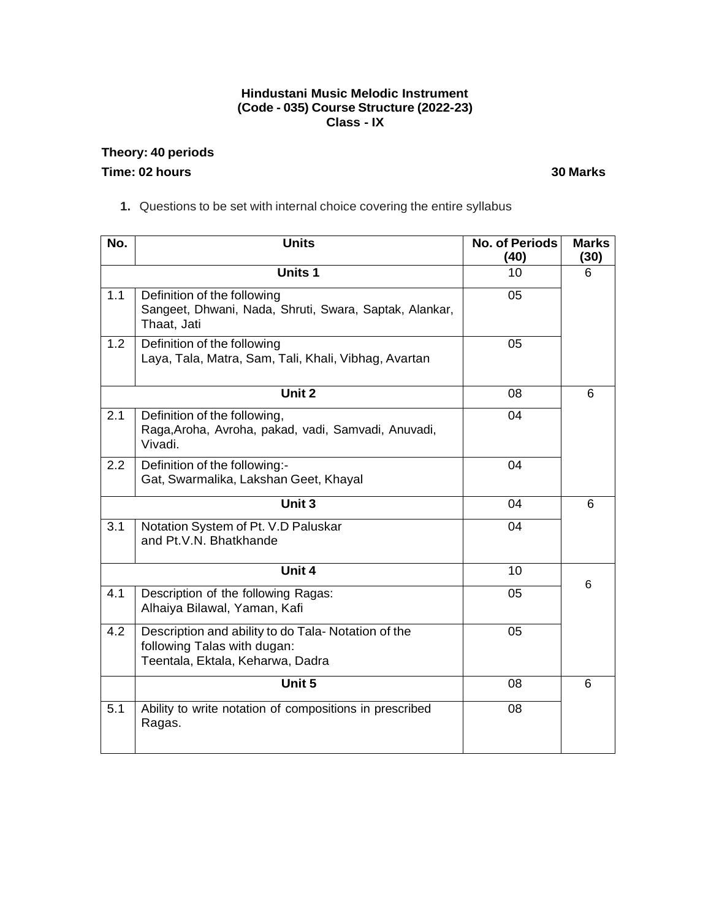**Hindustani Music Melodic Instrument**
**(Code - 035) Course Structure (2022-23)**
**Class - IX**

**Theory: 40 periods**

**Time: 02 hours** **30 Marks**

1. Questions to be set with internal choice covering the entire syllabus

| No. | Units | No. of Periods (40) | Marks (30) |
|---|---|---|---|
| | **Units 1** | 10 | 6 |
| 1.1 | Definition of the following<br>Sangeet, Dhwani, Nada, Shruti, Swara, Saptak, Alankar, Thaat, Jati | 05 | |
| 1.2 | Definition of the following<br>Laya, Tala, Matra, Sam, Tali, Khali, Vibhag, Avartan | 05 | |
| | **Unit 2** | 08 | 6 |
| 2.1 | Definition of the following,<br>Raga,Aroha, Avroha, pakad, vadi, Samvadi, Anuvadi, Vivadi. | 04 | |
| 2.2 | Definition of the following:-<br>Gat, Swarmalika, Lakshan Geet, Khayal | 04 | |
| | **Unit 3** | 04 | 6 |
| 3.1 | Notation System of Pt. V.D Paluskar and Pt.V.N. Bhatkhande | 04 | |
| | **Unit 4** | 10 | 6 |
| 4.1 | Description of the following Ragas:<br>Alhaiya Bilawal, Yaman, Kafi | 05 | |
| 4.2 | Description and ability to do Tala- Notation of the following Talas with dugan:<br>Teentala, Ektala, Keharwa, Dadra | 05 | |
| | **Unit 5** | 08 | 6 |
| 5.1 | Ability to write notation of compositions in prescribed Ragas. | 08 | |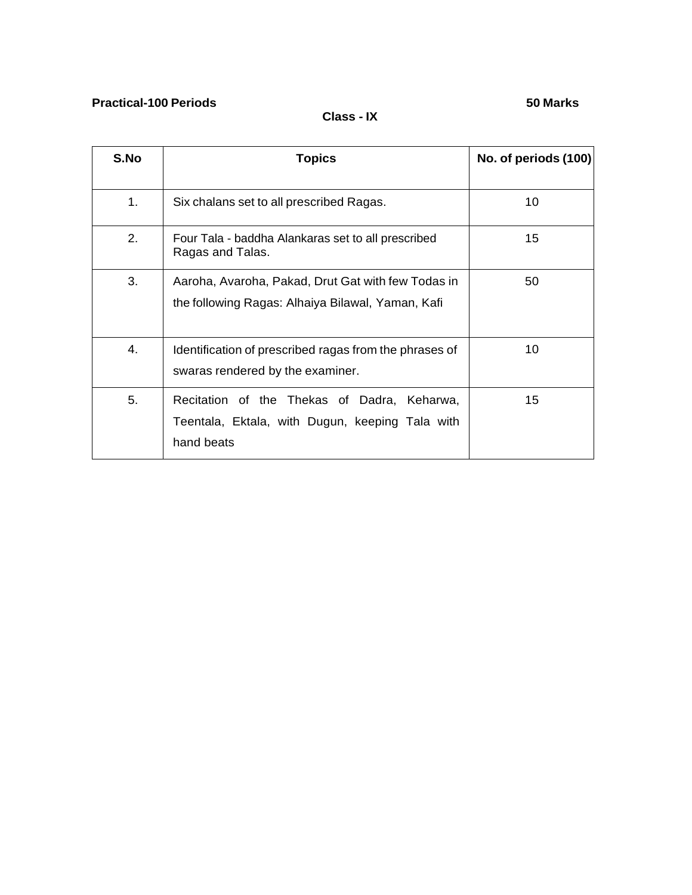**Practical-100 Periods** **50 Marks**

**Class - IX**

| S.No | Topics | No. of periods (100) |
|---|---|---|
| 1. | Six chalans set to all prescribed Ragas. | 10 |
| 2. | Four Tala - baddha Alankaras set to all prescribed Ragas and Talas. | 15 |
| 3. | Aaroha, Avaroha, Pakad, Drut Gat with few Todas in the following Ragas: Alhaiya Bilawal, Yaman, Kafi | 50 |
| 4. | Identification of prescribed ragas from the phrases of swaras rendered by the examiner. | 10 |
| 5. | Recitation of the Thekas of Dadra, Keharwa, Teentala, Ektala, with Dugun, keeping Tala with hand beats | 15 |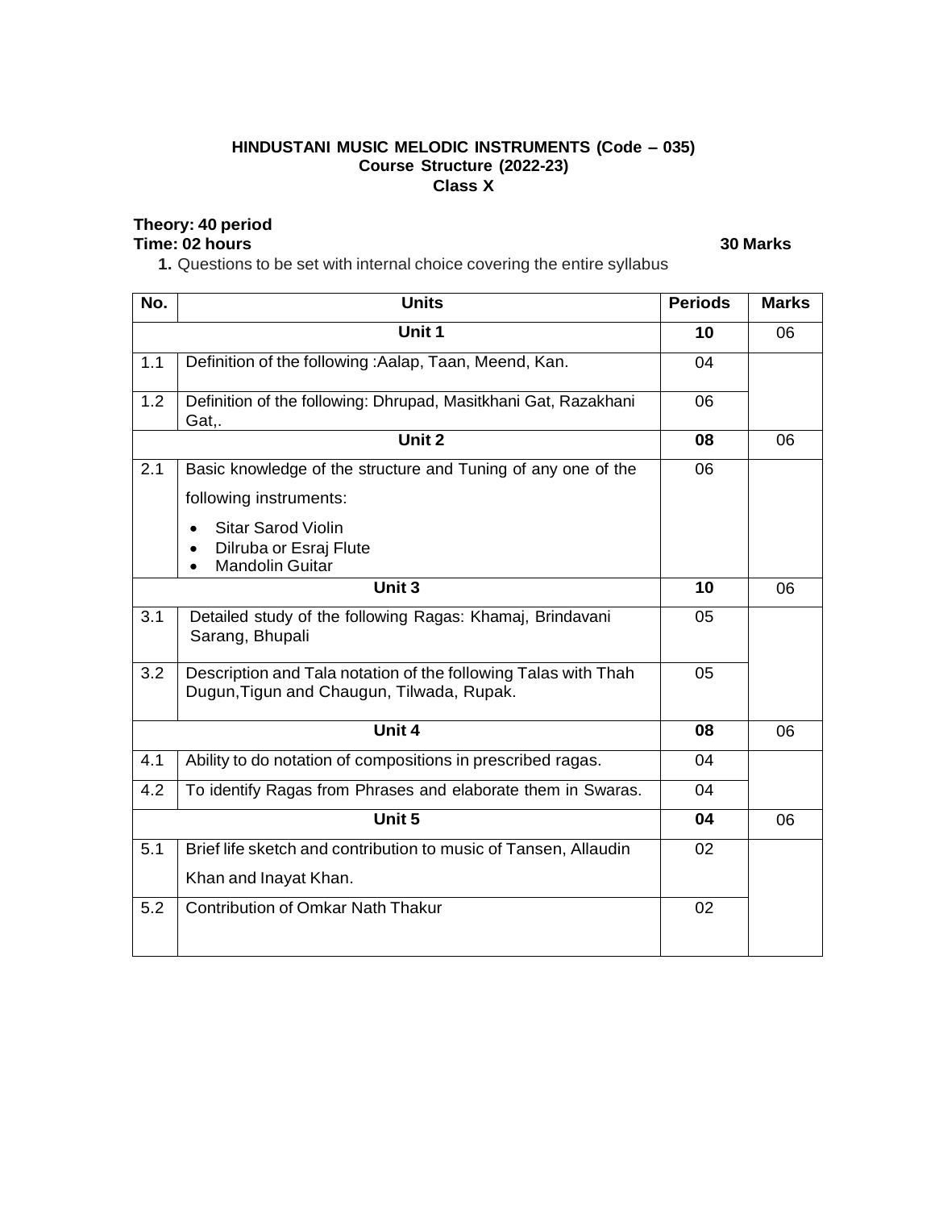**HINDUSTANI MUSIC MELODIC INSTRUMENTS (Code – 035)**
**Course Structure (2022-23)**
**Class X**

**Theory: 40 period**
**Time: 02 hours** **30 Marks**

1. Questions to be set with internal choice covering the entire syllabus

| No. | Units | Periods | Marks |
|---|---|---|---|
| | **Unit 1** | **10** | 06 |
| 1.1 | Definition of the following :Aalap, Taan, Meend, Kan. | 04 | |
| 1.2 | Definition of the following: Dhrupad, Masitkhani Gat, Razakhani Gat,. | 06 | |
| | **Unit 2** | **08** | 06 |
| 2.1 | Basic knowledge of the structure and Tuning of any one of the following instruments:<br>• Sitar Sarod Violin<br>• Dilruba or Esraj Flute<br>• Mandolin Guitar | 06 | |
| | **Unit 3** | **10** | 06 |
| 3.1 | Detailed study of the following Ragas: Khamaj, Brindavani Sarang, Bhupali | 05 | |
| 3.2 | Description and Tala notation of the following Talas with Thah Dugun,Tigun and Chaugun, Tilwada, Rupak. | 05 | |
| | **Unit 4** | **08** | 06 |
| 4.1 | Ability to do notation of compositions in prescribed ragas. | 04 | |
| 4.2 | To identify Ragas from Phrases and elaborate them in Swaras. | 04 | |
| | **Unit 5** | **04** | 06 |
| 5.1 | Brief life sketch and contribution to music of Tansen, Allaudin Khan and Inayat Khan. | 02 | |
| 5.2 | Contribution of Omkar Nath Thakur | 02 | |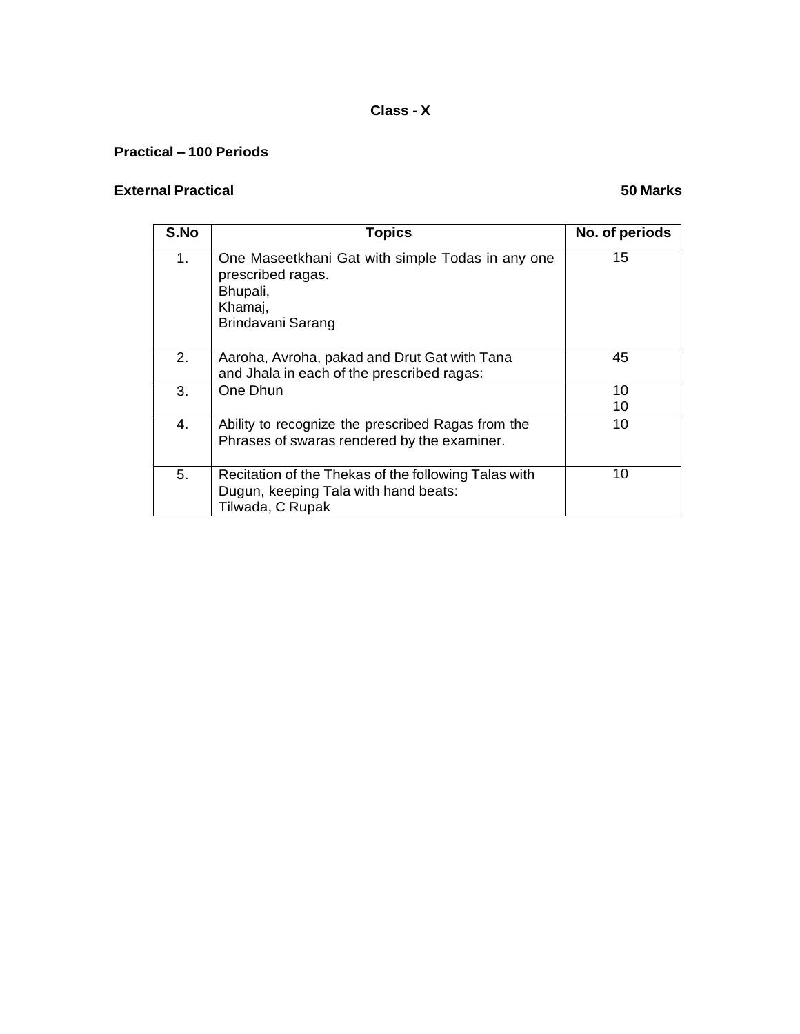**Class - X**

**Practical – 100 Periods**

**External Practical** **50 Marks**

| S.No | Topics | No. of periods |
|---|---|---|
| 1. | One Maseetkhani Gat with simple Todas in any one prescribed ragas.<br>Bhupali,<br>Khamaj,<br>Brindavani Sarang | 15 |
| 2. | Aaroha, Avroha, pakad and Drut Gat with Tana and Jhala in each of the prescribed ragas: | 45 |
| 3. | One Dhun | 10<br>10 |
| 4. | Ability to recognize the prescribed Ragas from the Phrases of swaras rendered by the examiner. | 10 |
| 5. | Recitation of the Thekas of the following Talas with Dugun, keeping Tala with hand beats:<br>Tilwada, C Rupak | 10 |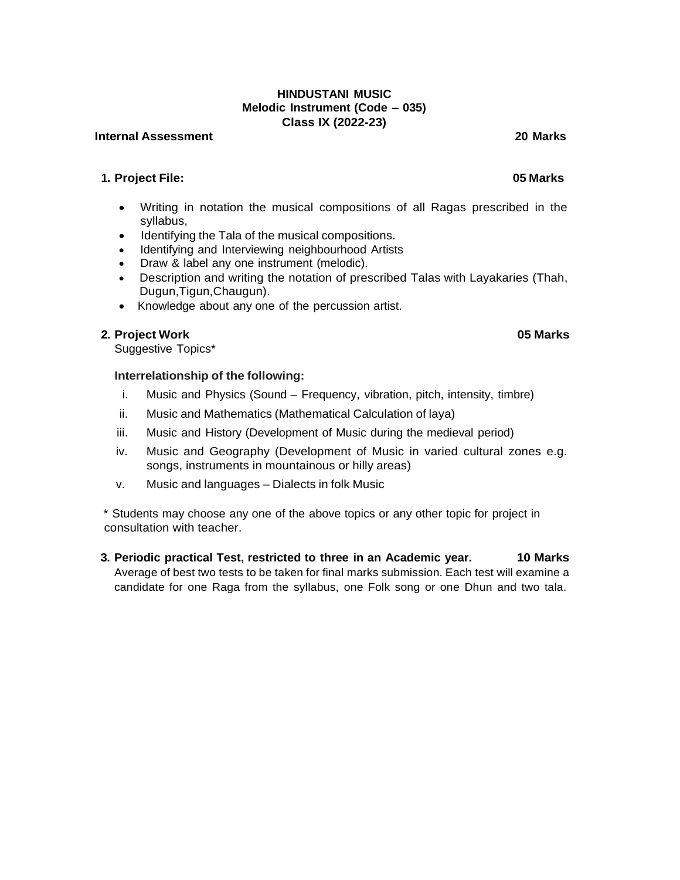**HINDUSTANI MUSIC**
**Melodic Instrument (Code – 035)**
**Class IX (2022-23)**

**Internal Assessment** **20 Marks**

**1. Project File:** **05 Marks**

- Writing in notation the musical compositions of all Ragas prescribed in the syllabus,
- Identifying the Tala of the musical compositions.
- Identifying and Interviewing neighbourhood Artists
- Draw & label any one instrument (melodic).
- Description and writing the notation of prescribed Talas with Layakaries (Thah, Dugun,Tigun,Chaugun).
- Knowledge about any one of the percussion artist.

**2. Project Work** **05 Marks**

Suggestive Topics*

**Interrelationship of the following:**

i. Music and Physics (Sound – Frequency, vibration, pitch, intensity, timbre)

ii. Music and Mathematics (Mathematical Calculation of laya)

iii. Music and History (Development of Music during the medieval period)

iv. Music and Geography (Development of Music in varied cultural zones e.g. songs, instruments in mountainous or hilly areas)

v. Music and languages – Dialects in folk Music

* Students may choose any one of the above topics or any other topic for project in consultation with teacher.

**3. Periodic practical Test, restricted to three in an Academic year.** **10 Marks**

Average of best two tests to be taken for final marks submission. Each test will examine a candidate for one Raga from the syllabus, one Folk song or one Dhun and two tala.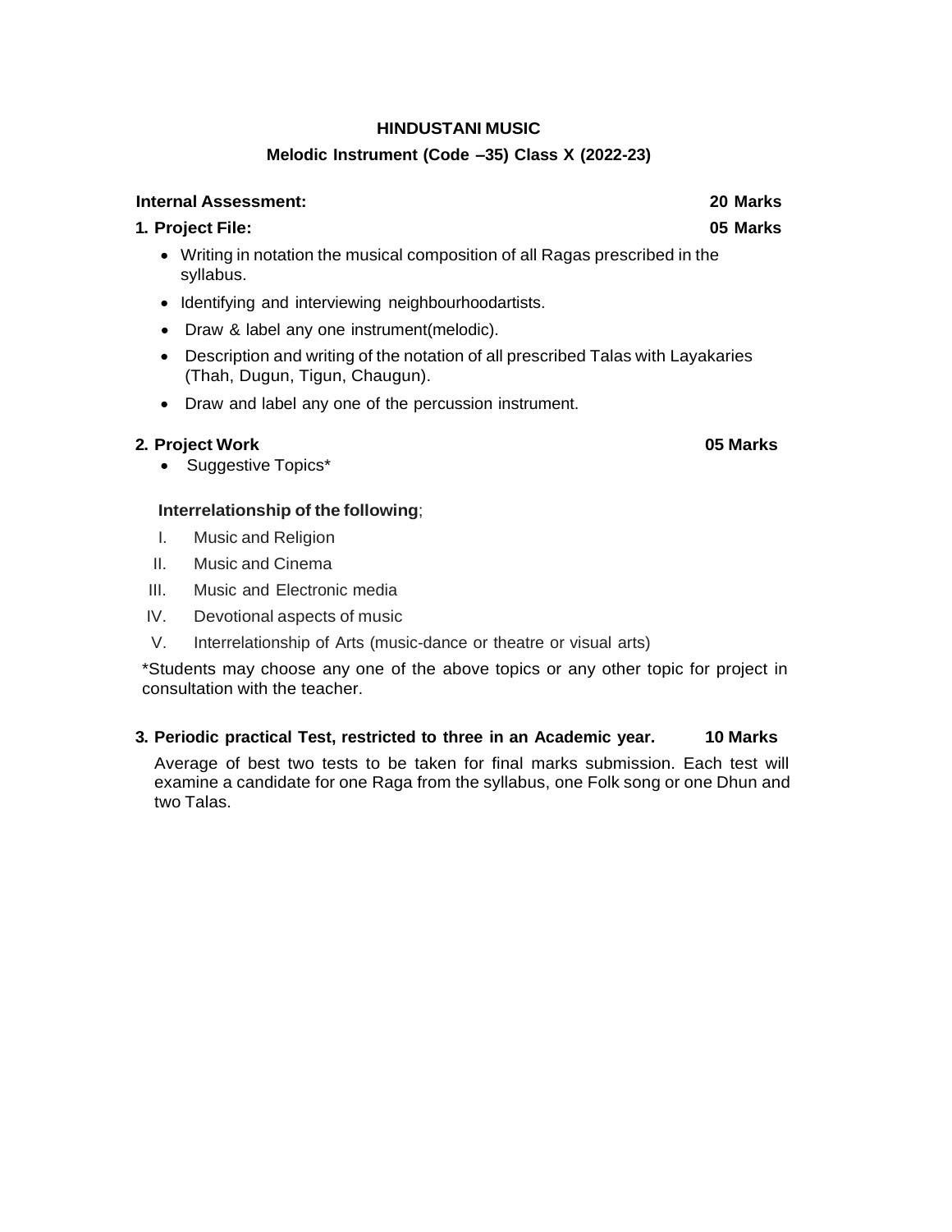# HINDUSTANI MUSIC

## Melodic Instrument (Code –35) Class X (2022-23)

**Internal Assessment: 20 Marks**

**1. Project File: 05 Marks**

- Writing in notation the musical composition of all Ragas prescribed in the syllabus.
- Identifying and interviewing neighbourhoodartists.
- Draw & label any one instrument(melodic).
- Description and writing of the notation of all prescribed Talas with Layakaries (Thah, Dugun, Tigun, Chaugun).
- Draw and label any one of the percussion instrument.

**2. Project Work 05 Marks**

- Suggestive Topics*

**Interrelationship of the following**;

I. Music and Religion
II. Music and Cinema
III. Music and Electronic media
IV. Devotional aspects of music
V. Interrelationship of Arts (music-dance or theatre or visual arts)

*Students may choose any one of the above topics or any other topic for project in consultation with the teacher.

**3. Periodic practical Test, restricted to three in an Academic year. 10 Marks**

Average of best two tests to be taken for final marks submission. Each test will examine a candidate for one Raga from the syllabus, one Folk song or one Dhun and two Talas.